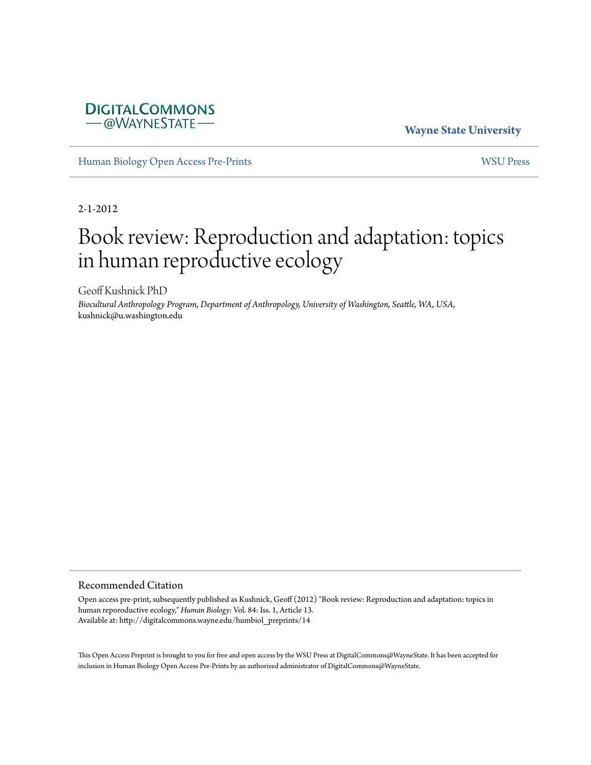Wayne State University

Human Biology Open Access Pre-Prints

WSU Press

2-1-2012

# Book review: Reproduction and adaptation: topics in human reproductive ecology

Geoff Kushnick PhD

*Biocultural Anthropology Program, Department of Anthropology, University of Washington, Seattle, WA, USA*, kushnick@u.washington.edu

## Recommended Citation

Open access pre-print, subsequently published as Kushnick, Geoff (2012) "Book review: Reproduction and adaptation: topics in human reporoductive ecology," *Human Biology*: Vol. 84: Iss. 1, Article 13.
Available at: http://digitalcommons.wayne.edu/humbiol_preprints/14

This Open Access Preprint is brought to you for free and open access by the WSU Press at DigitalCommons@WayneState. It has been accepted for inclusion in Human Biology Open Access Pre-Prints by an authorized administrator of DigitalCommons@WayneState.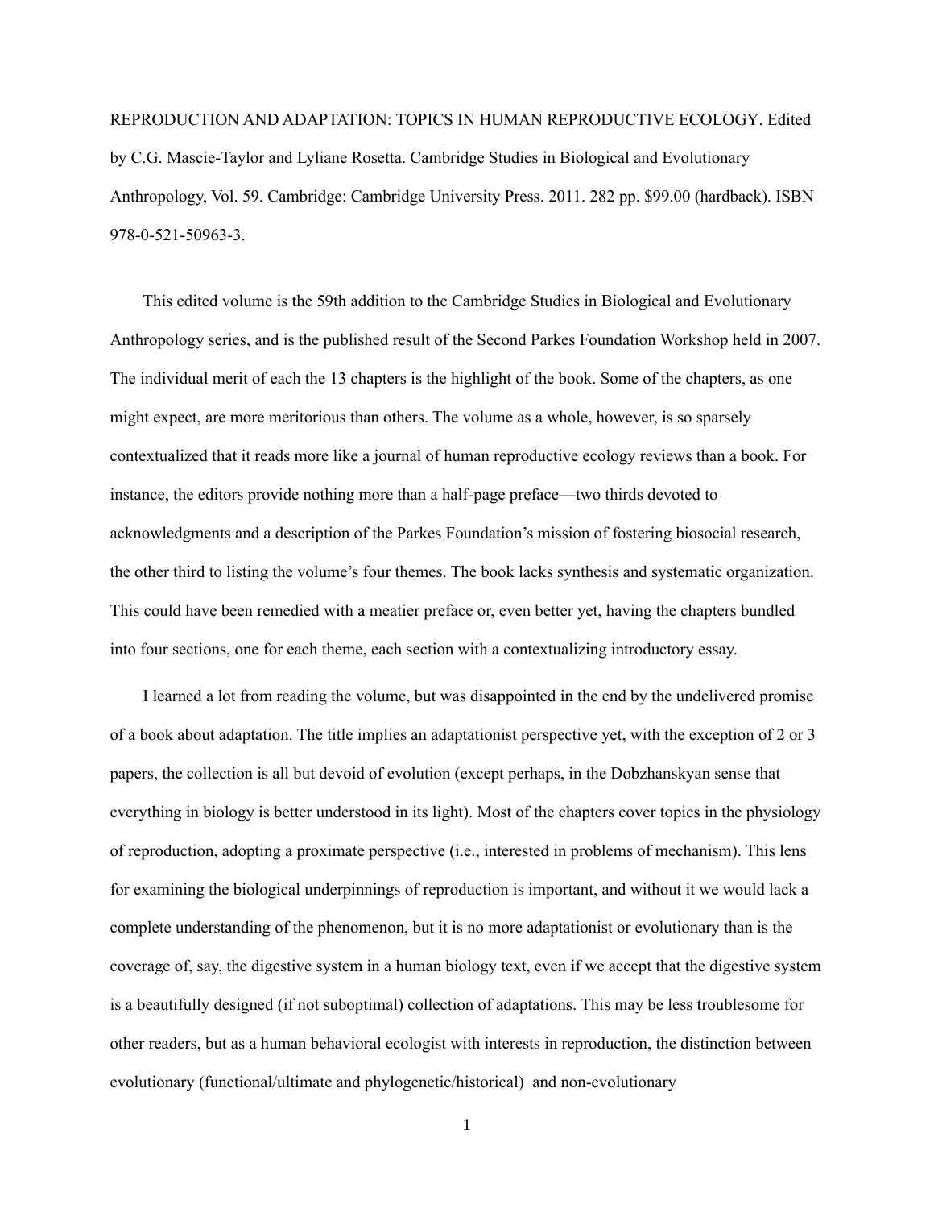REPRODUCTION AND ADAPTATION: TOPICS IN HUMAN REPRODUCTIVE ECOLOGY. Edited by C.G. Mascie-Taylor and Lyliane Rosetta. Cambridge Studies in Biological and Evolutionary Anthropology, Vol. 59. Cambridge: Cambridge University Press. 2011. 282 pp. $99.00 (hardback). ISBN 978-0-521-50963-3.

This edited volume is the 59th addition to the Cambridge Studies in Biological and Evolutionary Anthropology series, and is the published result of the Second Parkes Foundation Workshop held in 2007. The individual merit of each the 13 chapters is the highlight of the book. Some of the chapters, as one might expect, are more meritorious than others. The volume as a whole, however, is so sparsely contextualized that it reads more like a journal of human reproductive ecology reviews than a book. For instance, the editors provide nothing more than a half-page preface—two thirds devoted to acknowledgments and a description of the Parkes Foundation's mission of fostering biosocial research, the other third to listing the volume's four themes. The book lacks synthesis and systematic organization. This could have been remedied with a meatier preface or, even better yet, having the chapters bundled into four sections, one for each theme, each section with a contextualizing introductory essay.

I learned a lot from reading the volume, but was disappointed in the end by the undelivered promise of a book about adaptation. The title implies an adaptationist perspective yet, with the exception of 2 or 3 papers, the collection is all but devoid of evolution (except perhaps, in the Dobzhanskyan sense that everything in biology is better understood in its light). Most of the chapters cover topics in the physiology of reproduction, adopting a proximate perspective (i.e., interested in problems of mechanism). This lens for examining the biological underpinnings of reproduction is important, and without it we would lack a complete understanding of the phenomenon, but it is no more adaptationist or evolutionary than is the coverage of, say, the digestive system in a human biology text, even if we accept that the digestive system is a beautifully designed (if not suboptimal) collection of adaptations. This may be less troublesome for other readers, but as a human behavioral ecologist with interests in reproduction, the distinction between evolutionary (functional/ultimate and phylogenetic/historical) and non-evolutionary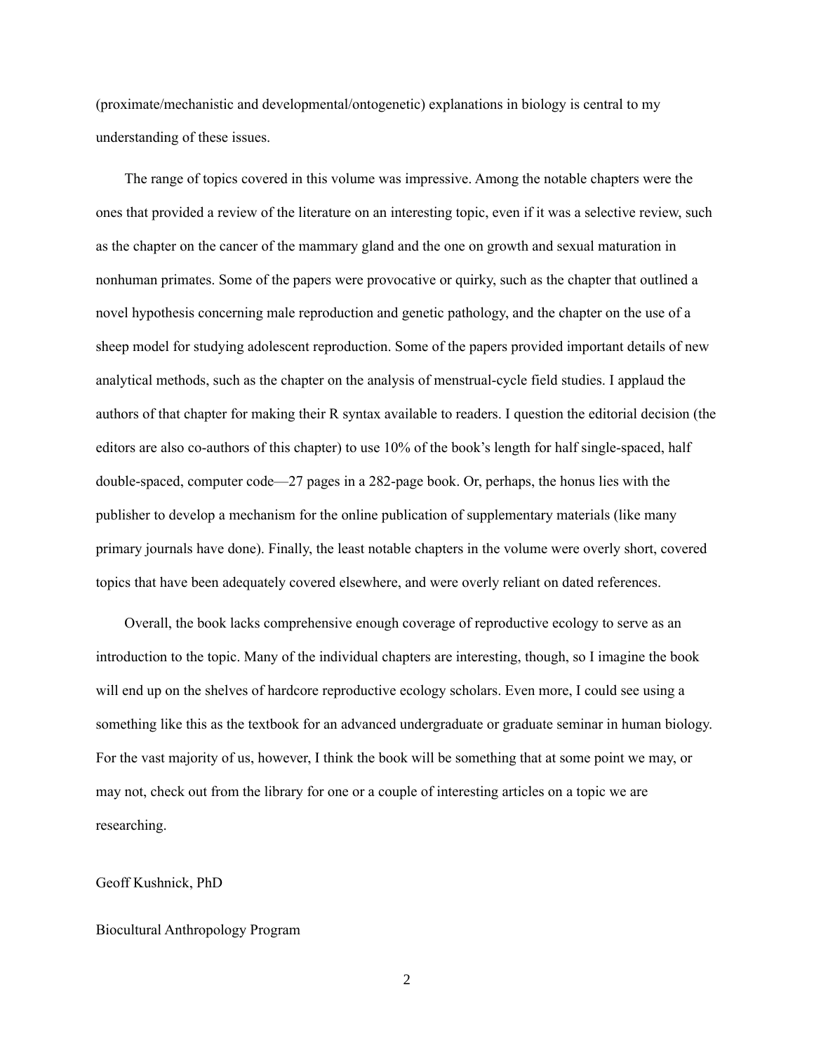(proximate/mechanistic and developmental/ontogenetic) explanations in biology is central to my understanding of these issues.

The range of topics covered in this volume was impressive. Among the notable chapters were the ones that provided a review of the literature on an interesting topic, even if it was a selective review, such as the chapter on the cancer of the mammary gland and the one on growth and sexual maturation in nonhuman primates. Some of the papers were provocative or quirky, such as the chapter that outlined a novel hypothesis concerning male reproduction and genetic pathology, and the chapter on the use of a sheep model for studying adolescent reproduction. Some of the papers provided important details of new analytical methods, such as the chapter on the analysis of menstrual-cycle field studies. I applaud the authors of that chapter for making their R syntax available to readers. I question the editorial decision (the editors are also co-authors of this chapter) to use 10% of the book's length for half single-spaced, half double-spaced, computer code—27 pages in a 282-page book. Or, perhaps, the honus lies with the publisher to develop a mechanism for the online publication of supplementary materials (like many primary journals have done). Finally, the least notable chapters in the volume were overly short, covered topics that have been adequately covered elsewhere, and were overly reliant on dated references.

Overall, the book lacks comprehensive enough coverage of reproductive ecology to serve as an introduction to the topic. Many of the individual chapters are interesting, though, so I imagine the book will end up on the shelves of hardcore reproductive ecology scholars. Even more, I could see using a something like this as the textbook for an advanced undergraduate or graduate seminar in human biology. For the vast majority of us, however, I think the book will be something that at some point we may, or may not, check out from the library for one or a couple of interesting articles on a topic we are researching.

Geoff Kushnick, PhD

Biocultural Anthropology Program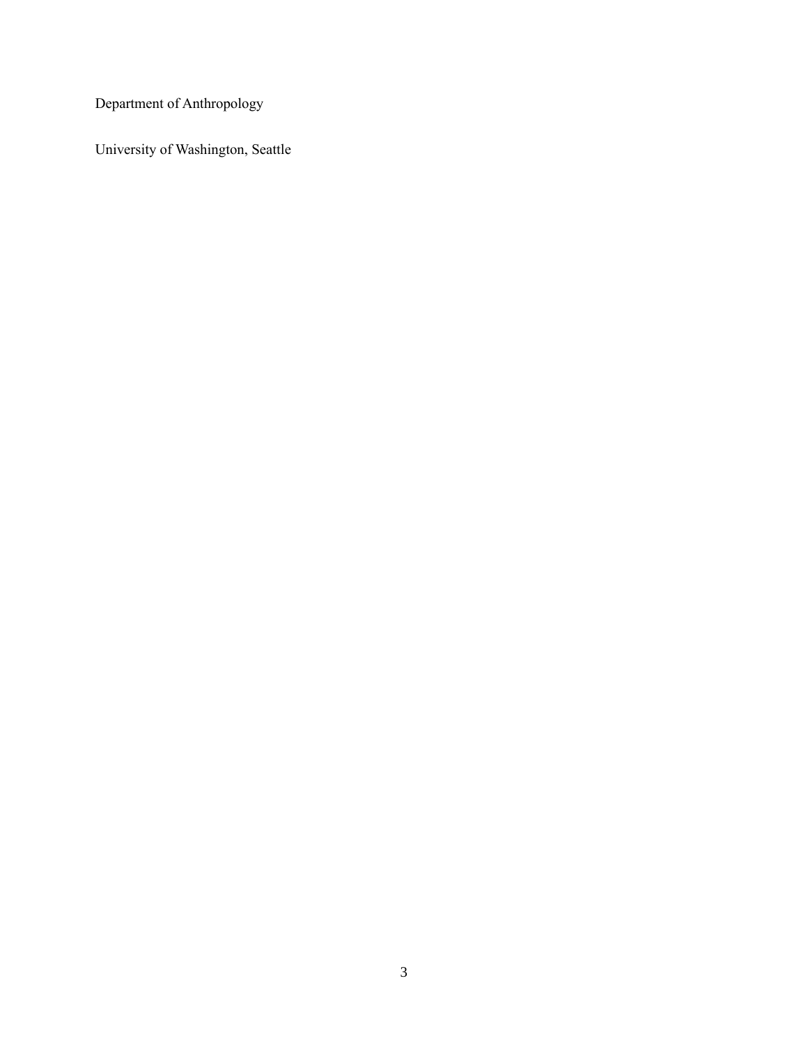Department of Anthropology

University of Washington, Seattle